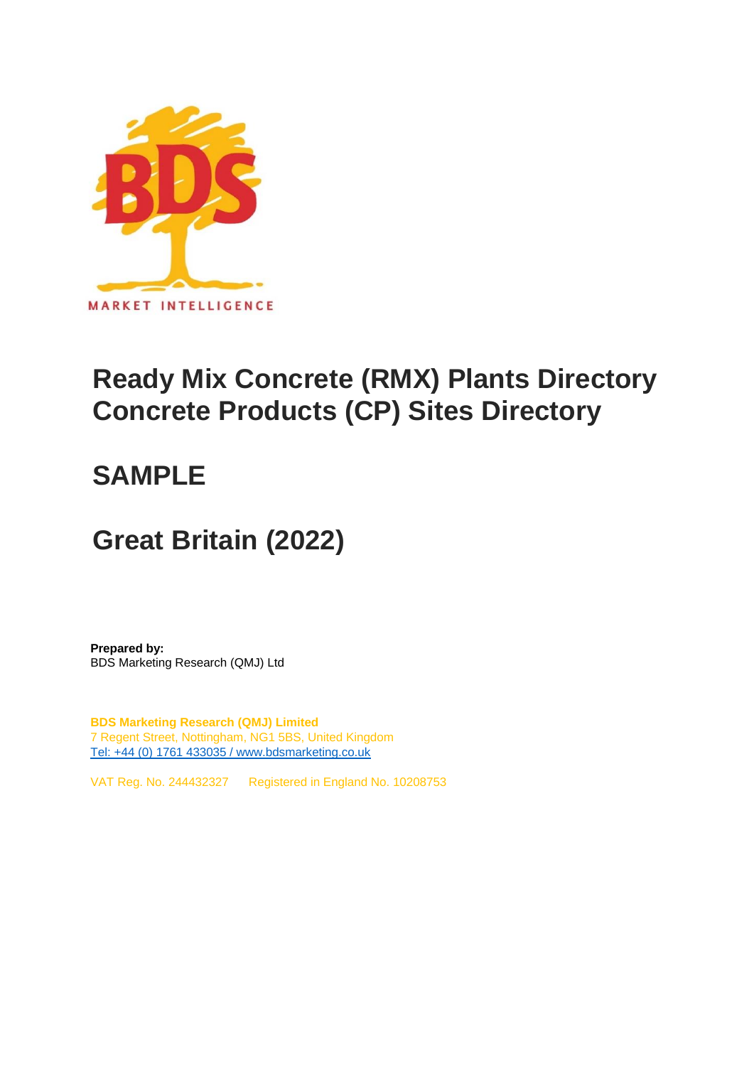BDS

MARKET INTELLIGENCE

# Ready Mix Concrete (RMX) Plants Directory
# Concrete Products (CP) Sites Directory

# SAMPLE

# Great Britain (2022)

**Prepared by:**
BDS Marketing Research (QMJ) Ltd

**BDS Marketing Research (QMJ) Limited**
7 Regent Street, Nottingham, NG1 5BS, United Kingdom
Tel: +44 (0) 1761 433035 / www.bdsmarketing.co.uk

VAT Reg. No. 244432327 Registered in England No. 10208753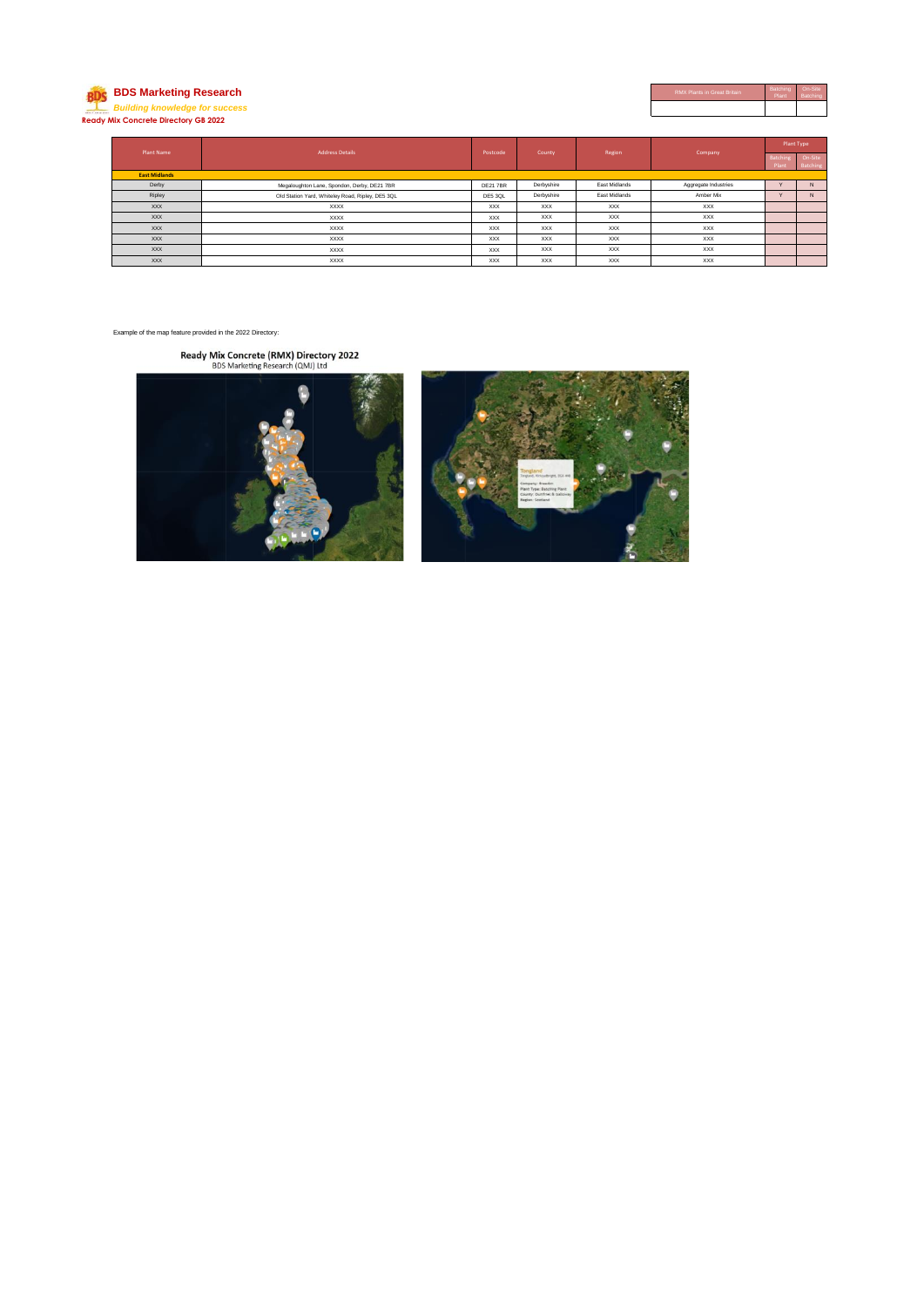**BDS Marketing Research**

*Building knowledge for success*

**Ready Mix Concrete Directory GB 2022**

| RMX Plants in Great Britain | Batching Plant | On-Site Batching |
|---|---|---|
| | | |

| Plant Name | Address Details | Postcode | County | Region | Company | Plant Type | |
|---|---|---|---|---|---|---|---|
| | | | | | | Batching Plant | On-Site Batching |
| **East Midlands** | | | | | | | |
| Derby | Megaloughton Lane, Spondon, Derby, DE21 7BR | DE21 7BR | Derbyshire | East Midlands | Aggregate Industries | Y | N |
| Ripley | Old Station Yard, Whiteley Road, Ripley, DE5 3QL | DE5 3QL | Derbyshire | East Midlands | Amber Mix | Y | N |
| XXX | XXXX | XXX | XXX | XXX | XXX | | |
| XXX | XXXX | XXX | XXX | XXX | XXX | | |
| XXX | XXXX | XXX | XXX | XXX | XXX | | |
| XXX | XXXX | XXX | XXX | XXX | XXX | | |
| XXX | XXXX | XXX | XXX | XXX | XXX | | |
| XXX | XXXX | XXX | XXX | XXX | XXX | | |

Example of the map feature provided in the 2022 Directory:

**Ready Mix Concrete (RMX) Directory 2022**

BDS Marketing Research (QMJ) Ltd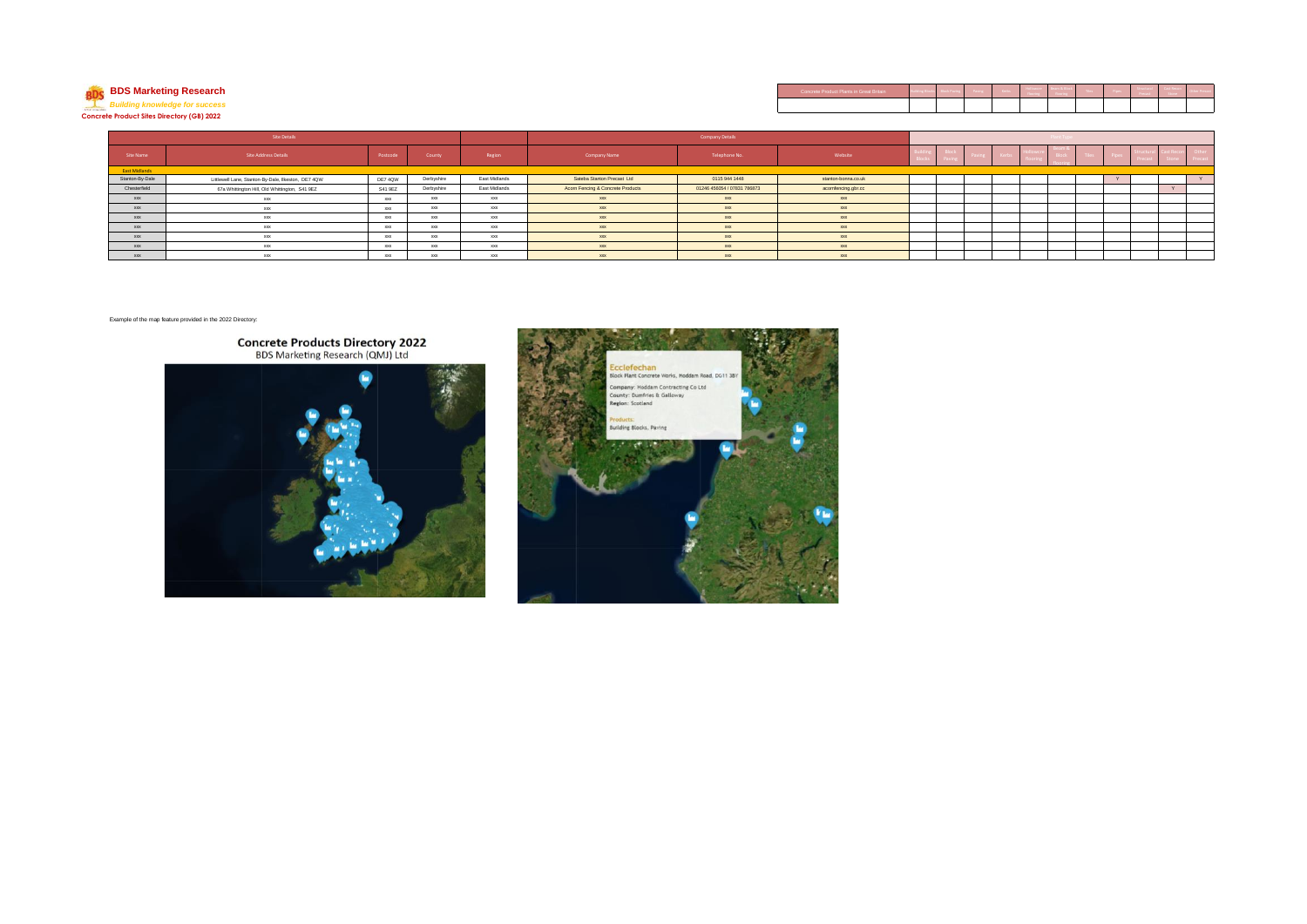**BDS Marketing Research**

*Building knowledge for success*

**Concrete Product Sites Directory (GB) 2022**

| Concrete Product Plants in Great Britain | Building Blocks | Block Paving | Paving | Kerbs | Hollowcore Flooring | Beam & Block Flooring | Tiles | Pipes | Structural Precast | Cast Stone | Other Precast |
|---|---|---|---|---|---|---|---|---|---|---|---|
| | | | | | | | | | | | |

| Site Details | | | | | Company Details | | | Plant Type | | | | | | | | | | |
|---|---|---|---|---|---|---|---|---|---|---|---|---|---|---|---|---|---|---|
| Site Name | Site Address Details | Postcode | County | Region | Company Name | Telephone No. | Website | Building Blocks | Block Paving | Paving | Kerbs | Hollowcore Flooring | Beam & Block Flooring | Tiles | Pipes | Structural Precast | Cast Stone | Other Precast |
| East Midlands | | | | | | | | | | | | | | | | | | |
| Stanton-By-Dale | Littlewell Lane, Stanton-By-Dale, Ilkeston, DE7 4QW | DE7 4QW | Derbyshire | East Midlands | Saleba Stanton Precast Ltd | 0115 944 1448 | stanton-bonna.co.uk | | | | | | | | Y | | | Y |
| Chesterfield | 67a Whittington Hill, Old Whittington, S41 9EZ | S41 9EZ | Derbyshire | East Midlands | Acorn Fencing & Concrete Products | 01246 456054 / 07831 786873 | acornfencing.gbr.cc | | | | | | | | | | Y | |
| xxx | xxx | xxx | xxx | xxx | xxx | xxx | xxx | | | | | | | | | | | |
| xxx | xxx | xxx | xxx | xxx | xxx | xxx | xxx | | | | | | | | | | | |
| xxx | xxx | xxx | xxx | xxx | xxx | xxx | xxx | | | | | | | | | | | |
| xxx | xxx | xxx | xxx | xxx | xxx | xxx | xxx | | | | | | | | | | | |
| xxx | xxx | xxx | xxx | xxx | xxx | xxx | xxx | | | | | | | | | | | |
| xxx | xxx | xxx | xxx | xxx | xxx | xxx | xxx | | | | | | | | | | | |
| xxx | xxx | xxx | xxx | xxx | xxx | xxx | xxx | | | | | | | | | | | |

Example of the map feature provided in the 2022 Directory:

**Concrete Products Directory 2022**
BDS Marketing Research (QMJ) Ltd

Ecclefechan
Block Plant Concrete Works, Hoddam Road, DG11 3BY
Company: Hoddam Contracting Co Ltd
County: Dumfries & Galloway
Region: Scotland
Products:
Building Blocks, Paving